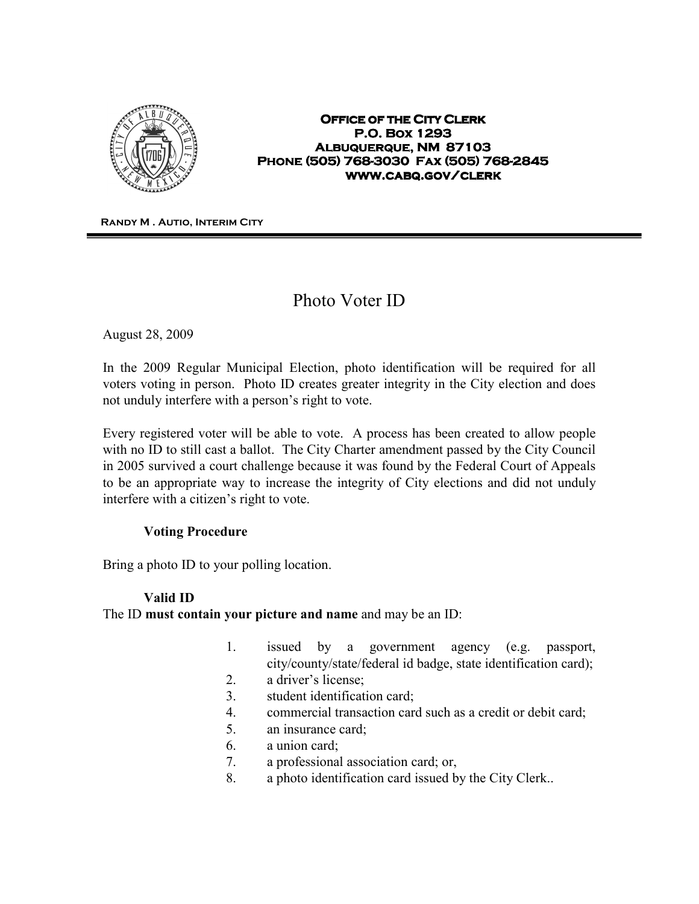**OFFICE OF THE CITY CLERK**
**P.O. BOX 1293**
**ALBUQUERQUE, NM 87103**
**PHONE (505) 768-3030 FAX (505) 768-2845**
**WWW.CABQ.GOV/CLERK**

**RANDY M . AUTIO, INTERIM CITY**

# Photo Voter ID

August 28, 2009

In the 2009 Regular Municipal Election, photo identification will be required for all voters voting in person. Photo ID creates greater integrity in the City election and does not unduly interfere with a person's right to vote.

Every registered voter will be able to vote. A process has been created to allow people with no ID to still cast a ballot. The City Charter amendment passed by the City Council in 2005 survived a court challenge because it was found by the Federal Court of Appeals to be an appropriate way to increase the integrity of City elections and did not unduly interfere with a citizen's right to vote.

**Voting Procedure**

Bring a photo ID to your polling location.

**Valid ID**

The ID **must contain your picture and name** and may be an ID:

1. issued by a government agency (e.g. passport, city/county/state/federal id badge, state identification card);
2. a driver's license;
3. student identification card;
4. commercial transaction card such as a credit or debit card;
5. an insurance card;
6. a union card;
7. a professional association card; or,
8. a photo identification card issued by the City Clerk..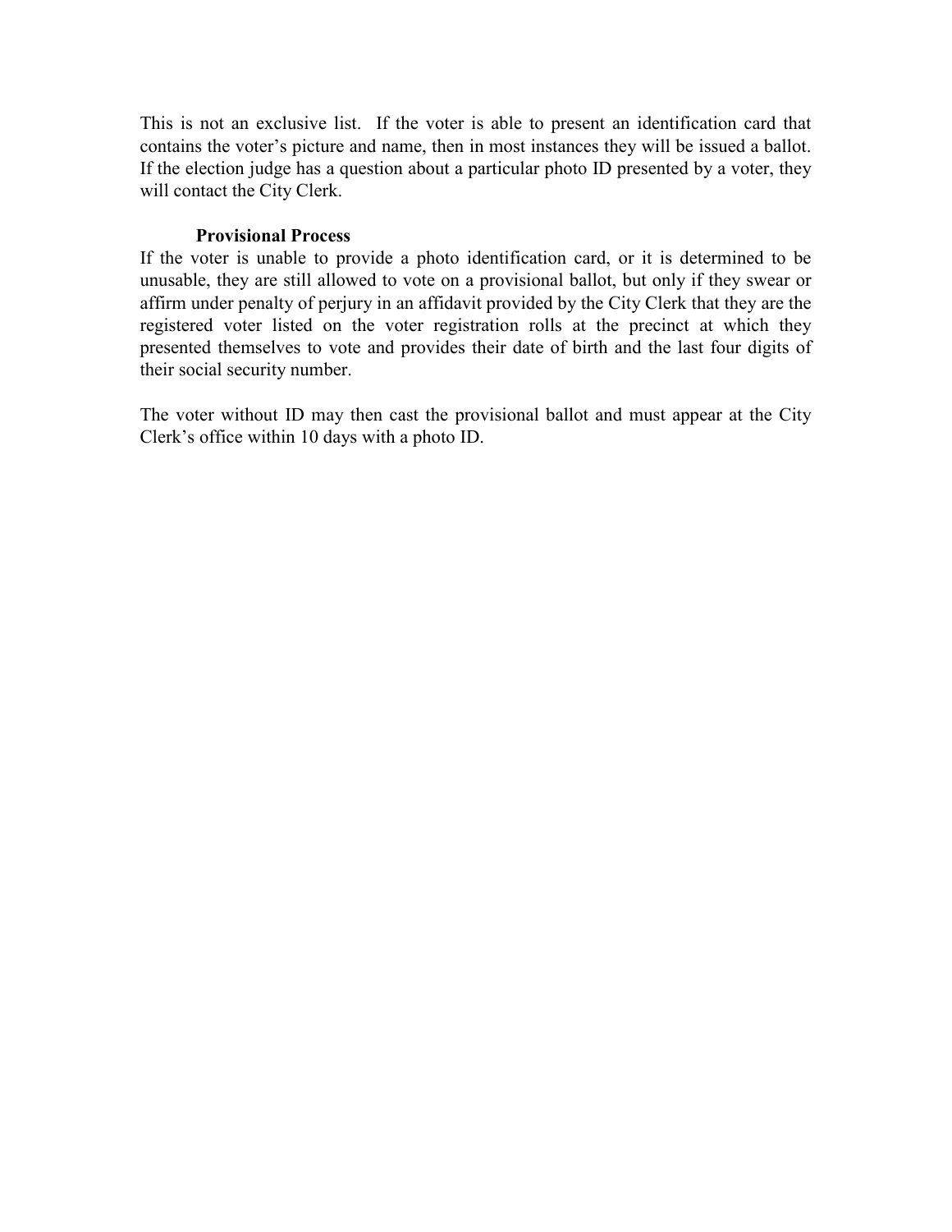This is not an exclusive list. If the voter is able to present an identification card that contains the voter's picture and name, then in most instances they will be issued a ballot. If the election judge has a question about a particular photo ID presented by a voter, they will contact the City Clerk.

**Provisional Process**

If the voter is unable to provide a photo identification card, or it is determined to be unusable, they are still allowed to vote on a provisional ballot, but only if they swear or affirm under penalty of perjury in an affidavit provided by the City Clerk that they are the registered voter listed on the voter registration rolls at the precinct at which they presented themselves to vote and provides their date of birth and the last four digits of their social security number.

The voter without ID may then cast the provisional ballot and must appear at the City Clerk's office within 10 days with a photo ID.